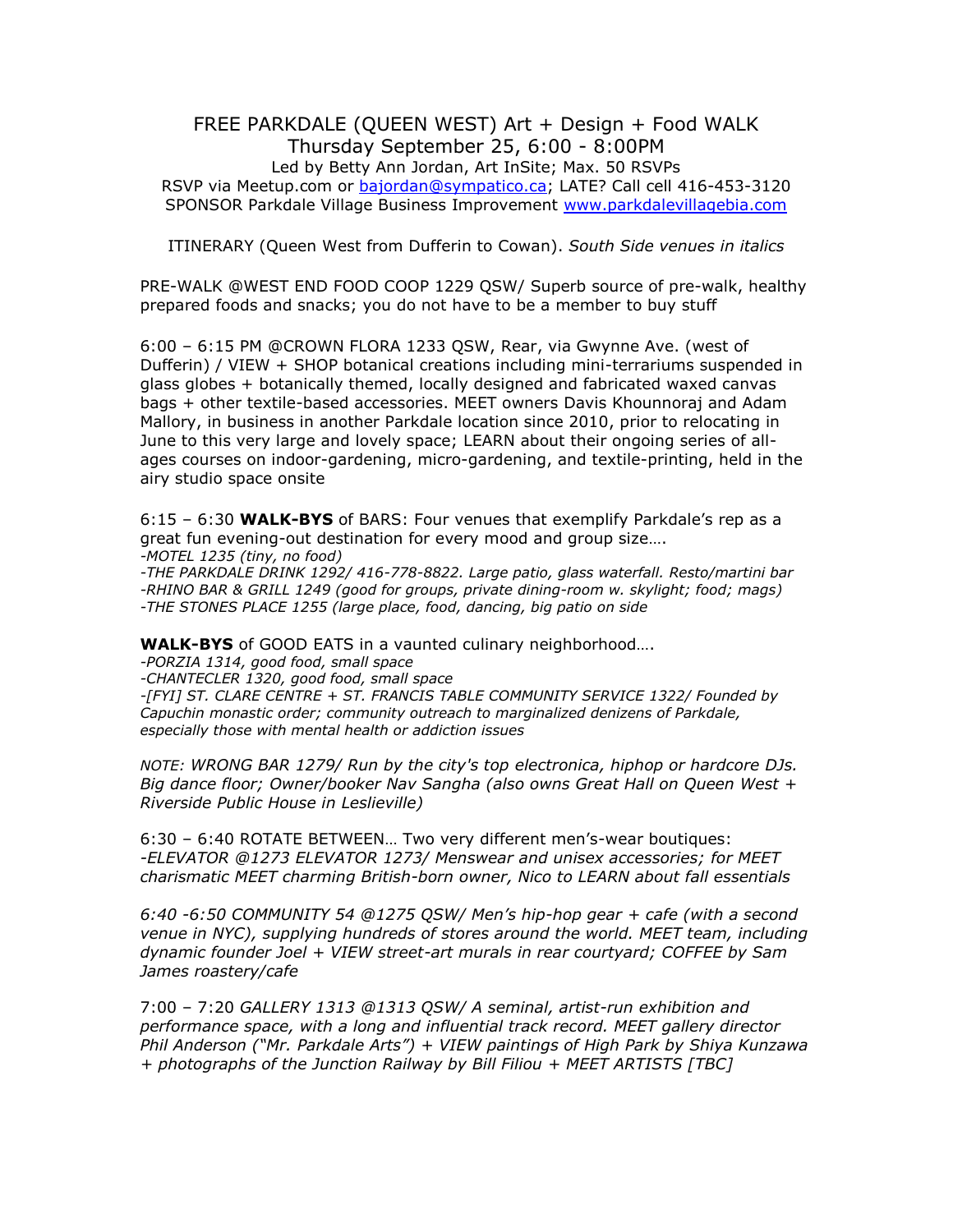# FREE PARKDALE (QUEEN WEST) Art + Design + Food WALK

## Thursday September 25, 6:00 - 8:00PM

Led by Betty Ann Jordan, Art InSite; Max. 50 RSVPs
RSVP via Meetup.com or bajordan@sympatico.ca; LATE? Call cell 416-453-3120
SPONSOR Parkdale Village Business Improvement www.parkdalevillagebia.com

ITINERARY (Queen West from Dufferin to Cowan). *South Side venues in italics*

PRE-WALK @WEST END FOOD COOP 1229 QSW/ Superb source of pre-walk, healthy prepared foods and snacks; you do not have to be a member to buy stuff

6:00 – 6:15 PM @CROWN FLORA 1233 QSW, Rear, via Gwynne Ave. (west of Dufferin) / VIEW + SHOP botanical creations including mini-terrariums suspended in glass globes + botanically themed, locally designed and fabricated waxed canvas bags + other textile-based accessories. MEET owners Davis Khounnoraj and Adam Mallory, in business in another Parkdale location since 2010, prior to relocating in June to this very large and lovely space; LEARN about their ongoing series of all-ages courses on indoor-gardening, micro-gardening, and textile-printing, held in the airy studio space onsite

6:15 – 6:30 **WALK-BYS** of BARS: Four venues that exemplify Parkdale's rep as a great fun evening-out destination for every mood and group size….

*-MOTEL 1235 (tiny, no food)*
*-THE PARKDALE DRINK 1292/ 416-778-8822. Large patio, glass waterfall. Resto/martini bar*
*-RHINO BAR & GRILL 1249 (good for groups, private dining-room w. skylight; food; mags)*
*-THE STONES PLACE 1255 (large place, food, dancing, big patio on side*

**WALK-BYS** of GOOD EATS in a vaunted culinary neighborhood….

*-PORZIA 1314, good food, small space*
*-CHANTECLER 1320, good food, small space*
*-[FYI] ST. CLARE CENTRE + ST. FRANCIS TABLE COMMUNITY SERVICE 1322/ Founded by Capuchin monastic order; community outreach to marginalized denizens of Parkdale, especially those with mental health or addiction issues*

*NOTE: WRONG BAR 1279/ Run by the city's top electronica, hiphop or hardcore DJs. Big dance floor; Owner/booker Nav Sangha (also owns Great Hall on Queen West + Riverside Public House in Leslieville)*

6:30 – 6:40 ROTATE BETWEEN… Two very different men's-wear boutiques:
*-ELEVATOR @1273 ELEVATOR 1273/ Menswear and unisex accessories; for MEET charismatic MEET charming British-born owner, Nico to LEARN about fall essentials*

*6:40 -6:50 COMMUNITY 54 @1275 QSW/ Men's hip-hop gear + cafe (with a second venue in NYC), supplying hundreds of stores around the world. MEET team, including dynamic founder Joel + VIEW street-art murals in rear courtyard; COFFEE by Sam James roastery/cafe*

7:00 – 7:20 *GALLERY 1313 @1313 QSW/ A seminal, artist-run exhibition and performance space, with a long and influential track record. MEET gallery director Phil Anderson ("Mr. Parkdale Arts") + VIEW paintings of High Park by Shiya Kunzawa + photographs of the Junction Railway by Bill Filiou + MEET ARTISTS [TBC]*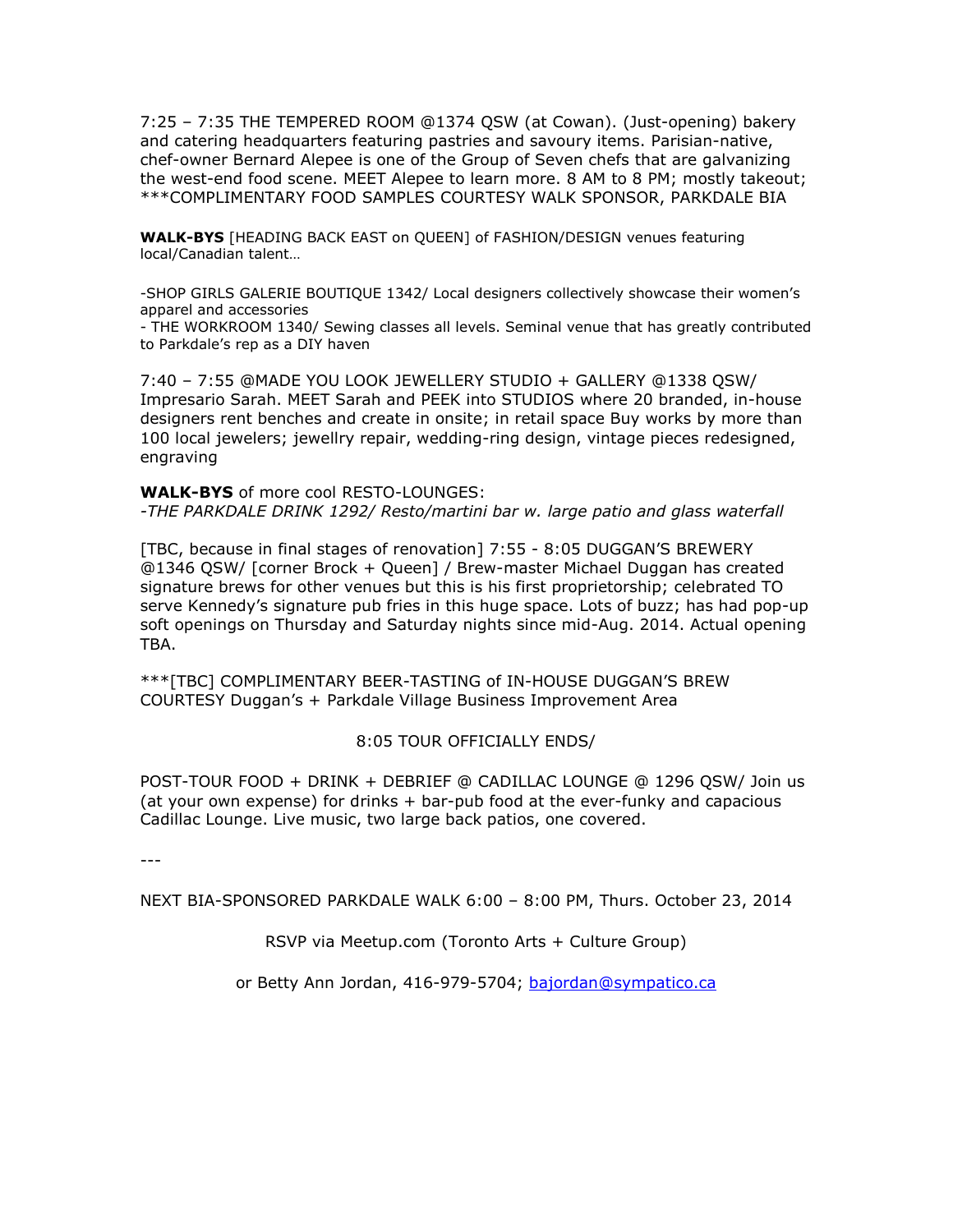7:25 – 7:35 THE TEMPERED ROOM @1374 QSW (at Cowan). (Just-opening) bakery and catering headquarters featuring pastries and savoury items. Parisian-native, chef-owner Bernard Alepee is one of the Group of Seven chefs that are galvanizing the west-end food scene. MEET Alepee to learn more. 8 AM to 8 PM; mostly takeout; ***COMPLIMENTARY FOOD SAMPLES COURTESY WALK SPONSOR, PARKDALE BIA

**WALK-BYS** [HEADING BACK EAST on QUEEN] of FASHION/DESIGN venues featuring local/Canadian talent…

-SHOP GIRLS GALERIE BOUTIQUE 1342/ Local designers collectively showcase their women's apparel and accessories
- THE WORKROOM 1340/ Sewing classes all levels. Seminal venue that has greatly contributed to Parkdale's rep as a DIY haven

7:40 – 7:55 @MADE YOU LOOK JEWELLERY STUDIO + GALLERY @1338 QSW/ Impresario Sarah. MEET Sarah and PEEK into STUDIOS where 20 branded, in-house designers rent benches and create in onsite; in retail space Buy works by more than 100 local jewelers; jewellry repair, wedding-ring design, vintage pieces redesigned, engraving

**WALK-BYS** of more cool RESTO-LOUNGES:
-*THE PARKDALE DRINK 1292/ Resto/martini bar w. large patio and glass waterfall*

[TBC, because in final stages of renovation] 7:55 - 8:05 DUGGAN'S BREWERY @1346 QSW/ [corner Brock + Queen] / Brew-master Michael Duggan has created signature brews for other venues but this is his first proprietorship; celebrated TO serve Kennedy's signature pub fries in this huge space. Lots of buzz; has had pop-up soft openings on Thursday and Saturday nights since mid-Aug. 2014. Actual opening TBA.

***[TBC] COMPLIMENTARY BEER-TASTING of IN-HOUSE DUGGAN'S BREW COURTESY Duggan's + Parkdale Village Business Improvement Area

8:05 TOUR OFFICIALLY ENDS/

POST-TOUR FOOD + DRINK + DEBRIEF @ CADILLAC LOUNGE @ 1296 QSW/ Join us (at your own expense) for drinks + bar-pub food at the ever-funky and capacious Cadillac Lounge. Live music, two large back patios, one covered.

---

NEXT BIA-SPONSORED PARKDALE WALK 6:00 – 8:00 PM, Thurs. October 23, 2014

RSVP via Meetup.com (Toronto Arts + Culture Group)

or Betty Ann Jordan, 416-979-5704; bajordan@sympatico.ca